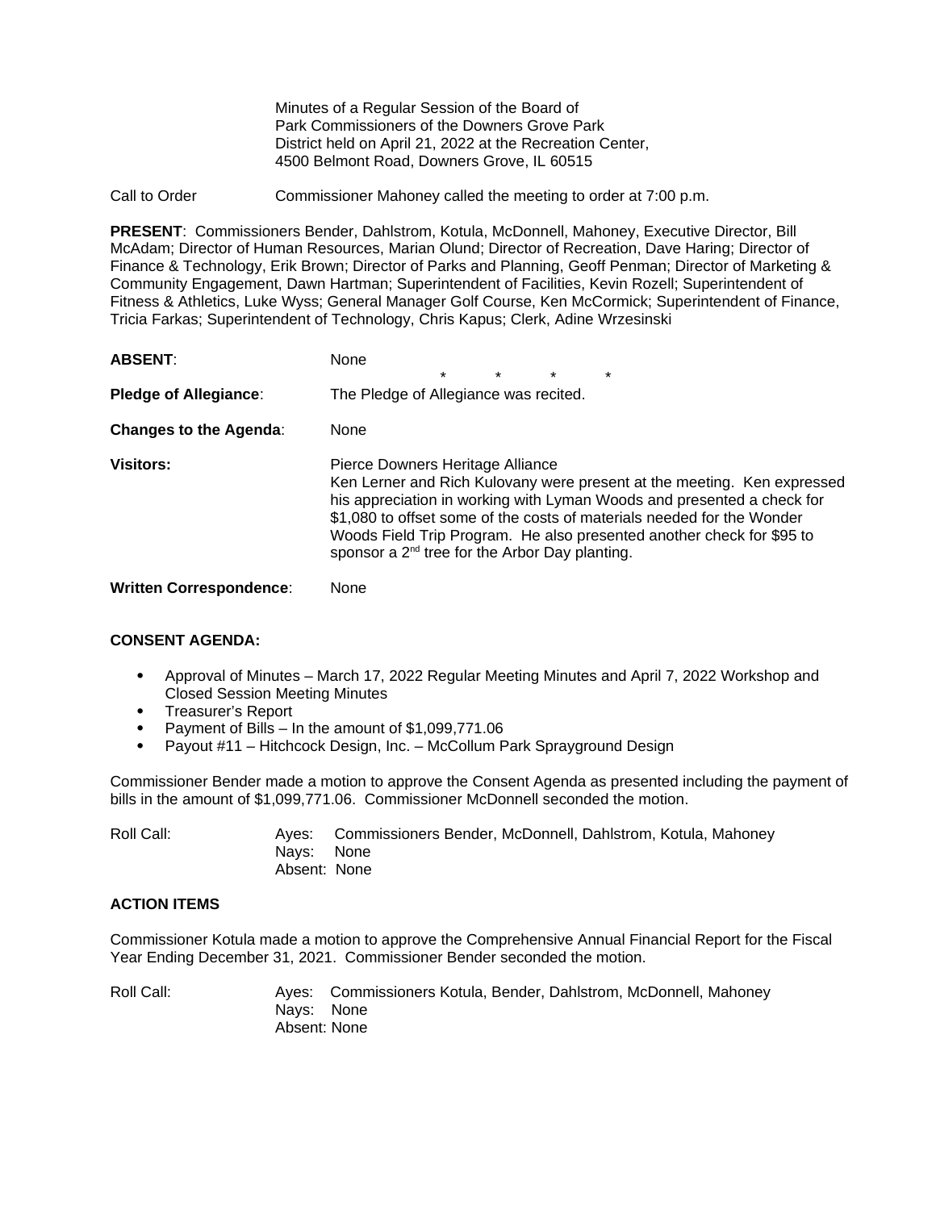Minutes of a Regular Session of the Board of Park Commissioners of the Downers Grove Park District held on April 21, 2022 at the Recreation Center, 4500 Belmont Road, Downers Grove, IL 60515

Call to Order Commissioner Mahoney called the meeting to order at 7:00 p.m.

**PRESENT**: Commissioners Bender, Dahlstrom, Kotula, McDonnell, Mahoney, Executive Director, Bill McAdam; Director of Human Resources, Marian Olund; Director of Recreation, Dave Haring; Director of Finance & Technology, Erik Brown; Director of Parks and Planning, Geoff Penman; Director of Marketing & Community Engagement, Dawn Hartman; Superintendent of Facilities, Kevin Rozell; Superintendent of Fitness & Athletics, Luke Wyss; General Manager Golf Course, Ken McCormick; Superintendent of Finance, Tricia Farkas; Superintendent of Technology, Chris Kapus; Clerk, Adine Wrzesinski

**ABSENT**: None

\* \* \* \*

**Pledge of Allegiance**: The Pledge of Allegiance was recited.

**Changes to the Agenda**: None

**Visitors:** Pierce Downers Heritage Alliance
Ken Lerner and Rich Kulovany were present at the meeting. Ken expressed his appreciation in working with Lyman Woods and presented a check for $1,080 to offset some of the costs of materials needed for the Wonder Woods Field Trip Program. He also presented another check for $95 to sponsor a 2nd tree for the Arbor Day planting.

**Written Correspondence**: None

**CONSENT AGENDA:**

- Approval of Minutes – March 17, 2022 Regular Meeting Minutes and April 7, 2022 Workshop and Closed Session Meeting Minutes
- Treasurer's Report
- Payment of Bills – In the amount of $1,099,771.06
- Payout #11 – Hitchcock Design, Inc. – McCollum Park Sprayground Design

Commissioner Bender made a motion to approve the Consent Agenda as presented including the payment of bills in the amount of $1,099,771.06. Commissioner McDonnell seconded the motion.

Roll Call: Ayes: Commissioners Bender, McDonnell, Dahlstrom, Kotula, Mahoney
Nays: None
Absent: None

**ACTION ITEMS**

Commissioner Kotula made a motion to approve the Comprehensive Annual Financial Report for the Fiscal Year Ending December 31, 2021. Commissioner Bender seconded the motion.

Roll Call: Ayes: Commissioners Kotula, Bender, Dahlstrom, McDonnell, Mahoney
Nays: None
Absent: None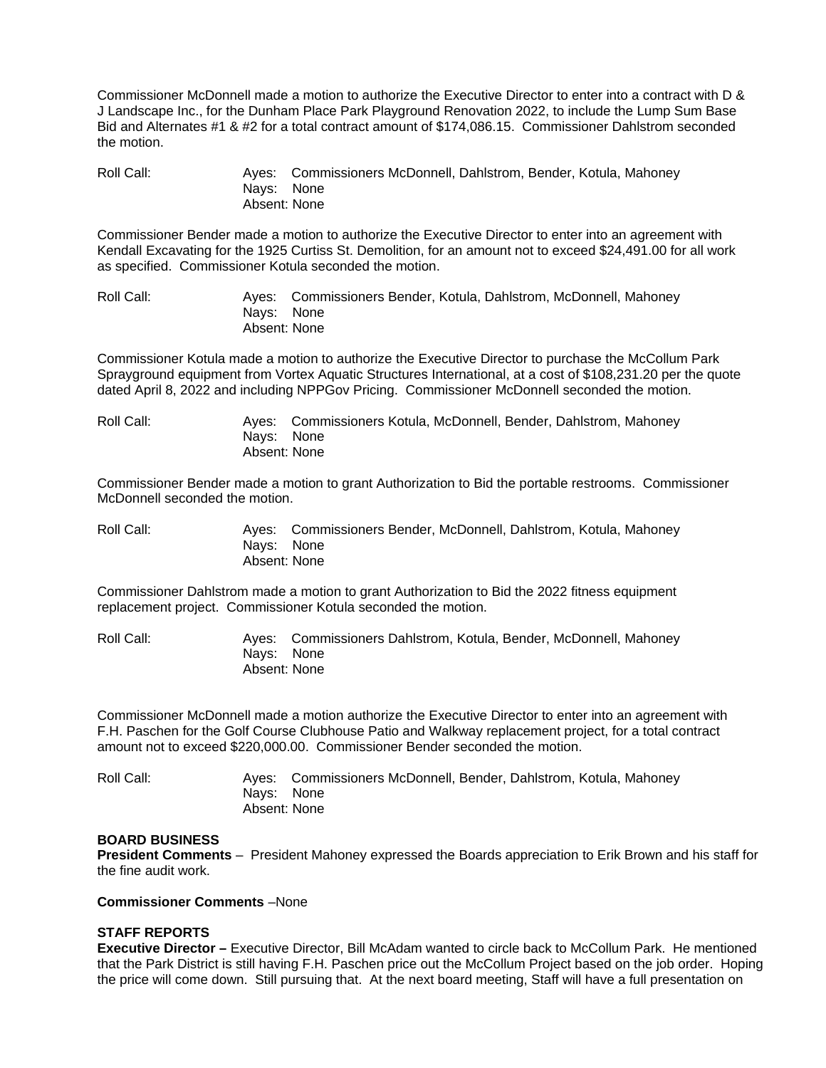Commissioner McDonnell made a motion to authorize the Executive Director to enter into a contract with D & J Landscape Inc., for the Dunham Place Park Playground Renovation 2022, to include the Lump Sum Base Bid and Alternates #1 & #2 for a total contract amount of $174,086.15. Commissioner Dahlstrom seconded the motion.

Roll Call: Ayes: Commissioners McDonnell, Dahlstrom, Bender, Kotula, Mahoney
Nays: None
Absent: None

Commissioner Bender made a motion to authorize the Executive Director to enter into an agreement with Kendall Excavating for the 1925 Curtiss St. Demolition, for an amount not to exceed $24,491.00 for all work as specified. Commissioner Kotula seconded the motion.

Roll Call: Ayes: Commissioners Bender, Kotula, Dahlstrom, McDonnell, Mahoney
Nays: None
Absent: None

Commissioner Kotula made a motion to authorize the Executive Director to purchase the McCollum Park Sprayground equipment from Vortex Aquatic Structures International, at a cost of $108,231.20 per the quote dated April 8, 2022 and including NPPGov Pricing. Commissioner McDonnell seconded the motion.

Roll Call: Ayes: Commissioners Kotula, McDonnell, Bender, Dahlstrom, Mahoney
Nays: None
Absent: None

Commissioner Bender made a motion to grant Authorization to Bid the portable restrooms. Commissioner McDonnell seconded the motion.

Roll Call: Ayes: Commissioners Bender, McDonnell, Dahlstrom, Kotula, Mahoney
Nays: None
Absent: None

Commissioner Dahlstrom made a motion to grant Authorization to Bid the 2022 fitness equipment replacement project. Commissioner Kotula seconded the motion.

Roll Call: Ayes: Commissioners Dahlstrom, Kotula, Bender, McDonnell, Mahoney
Nays: None
Absent: None

Commissioner McDonnell made a motion authorize the Executive Director to enter into an agreement with F.H. Paschen for the Golf Course Clubhouse Patio and Walkway replacement project, for a total contract amount not to exceed $220,000.00. Commissioner Bender seconded the motion.

Roll Call: Ayes: Commissioners McDonnell, Bender, Dahlstrom, Kotula, Mahoney
Nays: None
Absent: None

**BOARD BUSINESS**

**President Comments** – President Mahoney expressed the Boards appreciation to Erik Brown and his staff for the fine audit work.

**Commissioner Comments** –None

**STAFF REPORTS**

**Executive Director –** Executive Director, Bill McAdam wanted to circle back to McCollum Park. He mentioned that the Park District is still having F.H. Paschen price out the McCollum Project based on the job order. Hoping the price will come down. Still pursuing that. At the next board meeting, Staff will have a full presentation on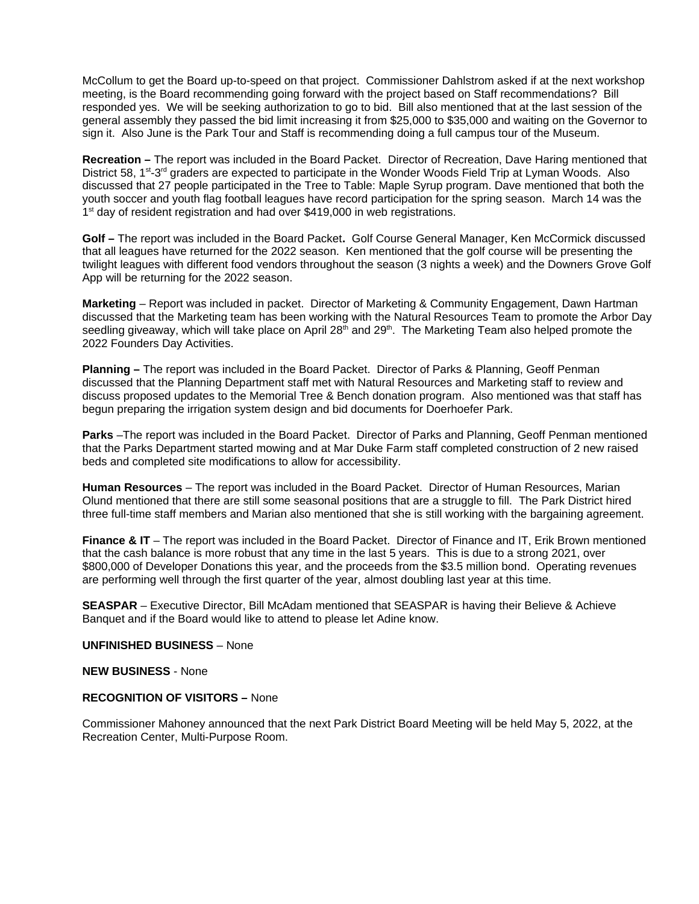McCollum to get the Board up-to-speed on that project. Commissioner Dahlstrom asked if at the next workshop meeting, is the Board recommending going forward with the project based on Staff recommendations? Bill responded yes. We will be seeking authorization to go to bid. Bill also mentioned that at the last session of the general assembly they passed the bid limit increasing it from $25,000 to $35,000 and waiting on the Governor to sign it. Also June is the Park Tour and Staff is recommending doing a full campus tour of the Museum.

**Recreation –** The report was included in the Board Packet. Director of Recreation, Dave Haring mentioned that District 58, 1st-3rd graders are expected to participate in the Wonder Woods Field Trip at Lyman Woods. Also discussed that 27 people participated in the Tree to Table: Maple Syrup program. Dave mentioned that both the youth soccer and youth flag football leagues have record participation for the spring season. March 14 was the 1st day of resident registration and had over $419,000 in web registrations.

**Golf –** The report was included in the Board Packet**.** Golf Course General Manager, Ken McCormick discussed that all leagues have returned for the 2022 season. Ken mentioned that the golf course will be presenting the twilight leagues with different food vendors throughout the season (3 nights a week) and the Downers Grove Golf App will be returning for the 2022 season.

**Marketing** – Report was included in packet. Director of Marketing & Community Engagement, Dawn Hartman discussed that the Marketing team has been working with the Natural Resources Team to promote the Arbor Day seedling giveaway, which will take place on April 28th and 29th. The Marketing Team also helped promote the 2022 Founders Day Activities.

**Planning –** The report was included in the Board Packet. Director of Parks & Planning, Geoff Penman discussed that the Planning Department staff met with Natural Resources and Marketing staff to review and discuss proposed updates to the Memorial Tree & Bench donation program. Also mentioned was that staff has begun preparing the irrigation system design and bid documents for Doerhoefer Park.

**Parks** –The report was included in the Board Packet. Director of Parks and Planning, Geoff Penman mentioned that the Parks Department started mowing and at Mar Duke Farm staff completed construction of 2 new raised beds and completed site modifications to allow for accessibility.

**Human Resources** – The report was included in the Board Packet. Director of Human Resources, Marian Olund mentioned that there are still some seasonal positions that are a struggle to fill. The Park District hired three full-time staff members and Marian also mentioned that she is still working with the bargaining agreement.

**Finance & IT** – The report was included in the Board Packet. Director of Finance and IT, Erik Brown mentioned that the cash balance is more robust that any time in the last 5 years. This is due to a strong 2021, over $800,000 of Developer Donations this year, and the proceeds from the $3.5 million bond. Operating revenues are performing well through the first quarter of the year, almost doubling last year at this time.

**SEASPAR** – Executive Director, Bill McAdam mentioned that SEASPAR is having their Believe & Achieve Banquet and if the Board would like to attend to please let Adine know.

**UNFINISHED BUSINESS** – None

**NEW BUSINESS** - None

**RECOGNITION OF VISITORS –** None

Commissioner Mahoney announced that the next Park District Board Meeting will be held May 5, 2022, at the Recreation Center, Multi-Purpose Room.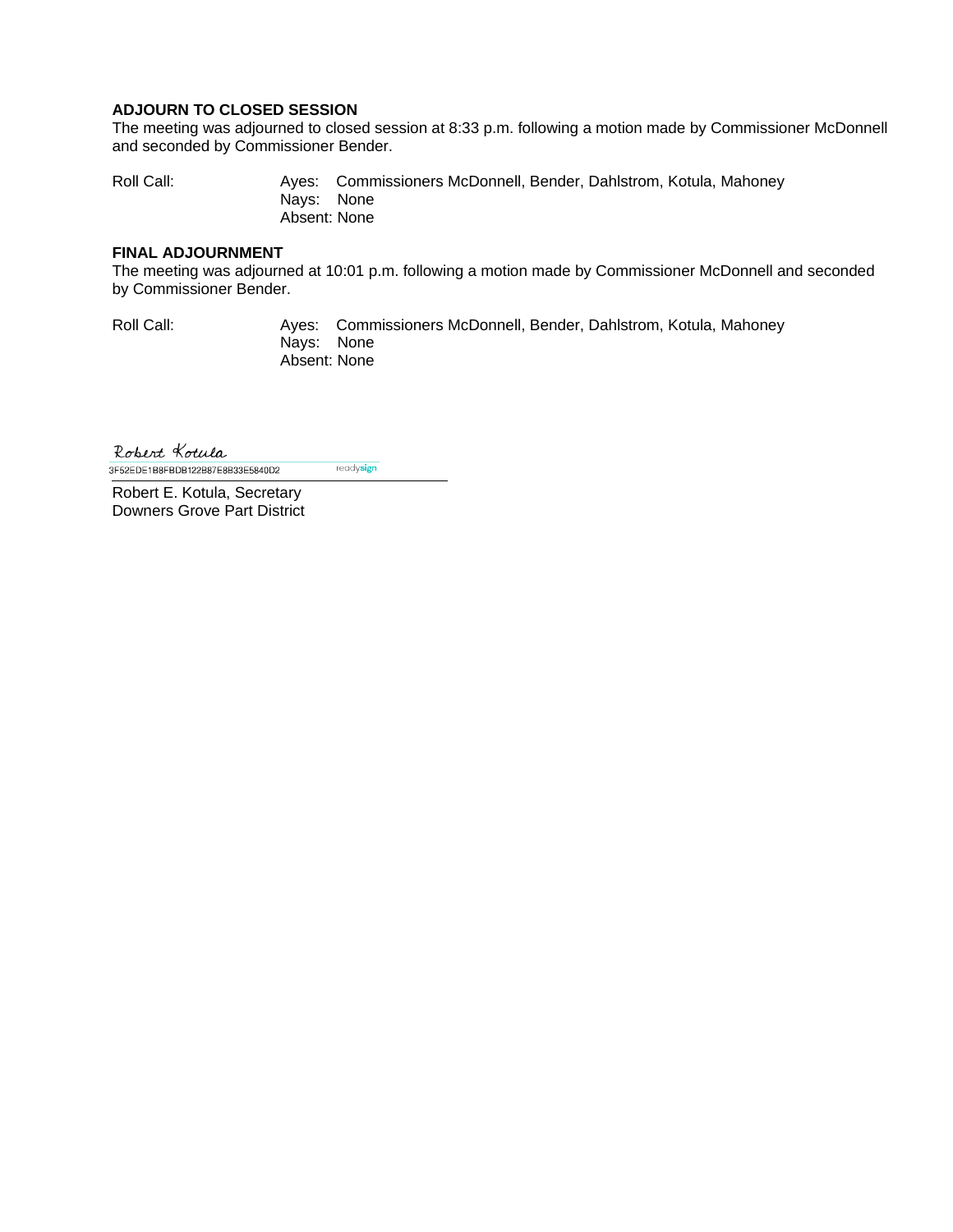**ADJOURN TO CLOSED SESSION**

The meeting was adjourned to closed session at 8:33 p.m. following a motion made by Commissioner McDonnell and seconded by Commissioner Bender.

Roll Call: Ayes: Commissioners McDonnell, Bender, Dahlstrom, Kotula, Mahoney
Nays: None
Absent: None

**FINAL ADJOURNMENT**

The meeting was adjourned at 10:01 p.m. following a motion made by Commissioner McDonnell and seconded by Commissioner Bender.

Roll Call: Ayes: Commissioners McDonnell, Bender, Dahlstrom, Kotula, Mahoney
Nays: None
Absent: None

Robert Kotula
3F52EDE1B8FBDB122B87E8B33E5840D2 readysign

Robert E. Kotula, Secretary
Downers Grove Part District